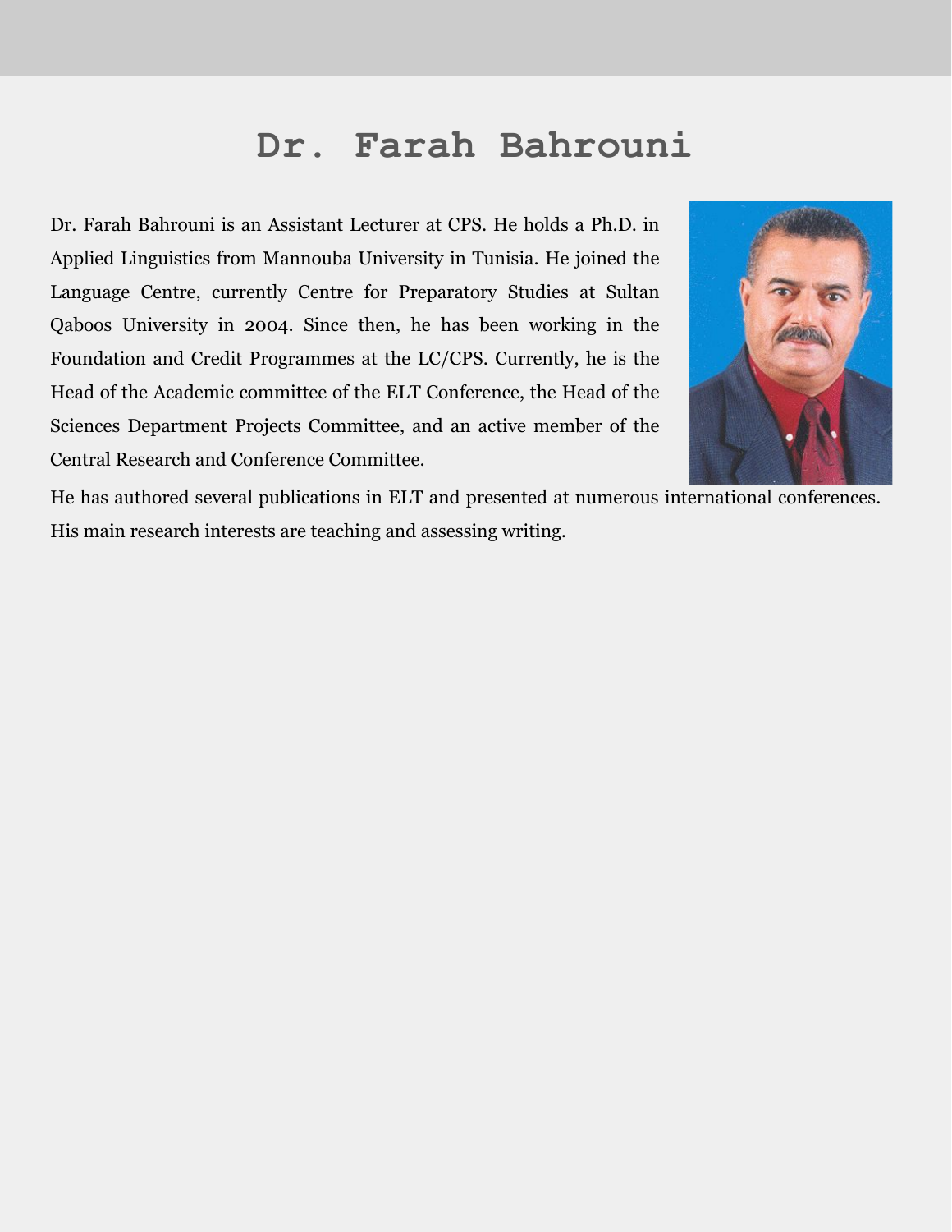# Dr. Farah Bahrouni

Dr. Farah Bahrouni is an Assistant Lecturer at CPS. He holds a Ph.D. in Applied Linguistics from Mannouba University in Tunisia. He joined the Language Centre, currently Centre for Preparatory Studies at Sultan Qaboos University in 2004. Since then, he has been working in the Foundation and Credit Programmes at the LC/CPS. Currently, he is the Head of the Academic committee of the ELT Conference, the Head of the Sciences Department Projects Committee, and an active member of the Central Research and Conference Committee.

He has authored several publications in ELT and presented at numerous international conferences. His main research interests are teaching and assessing writing.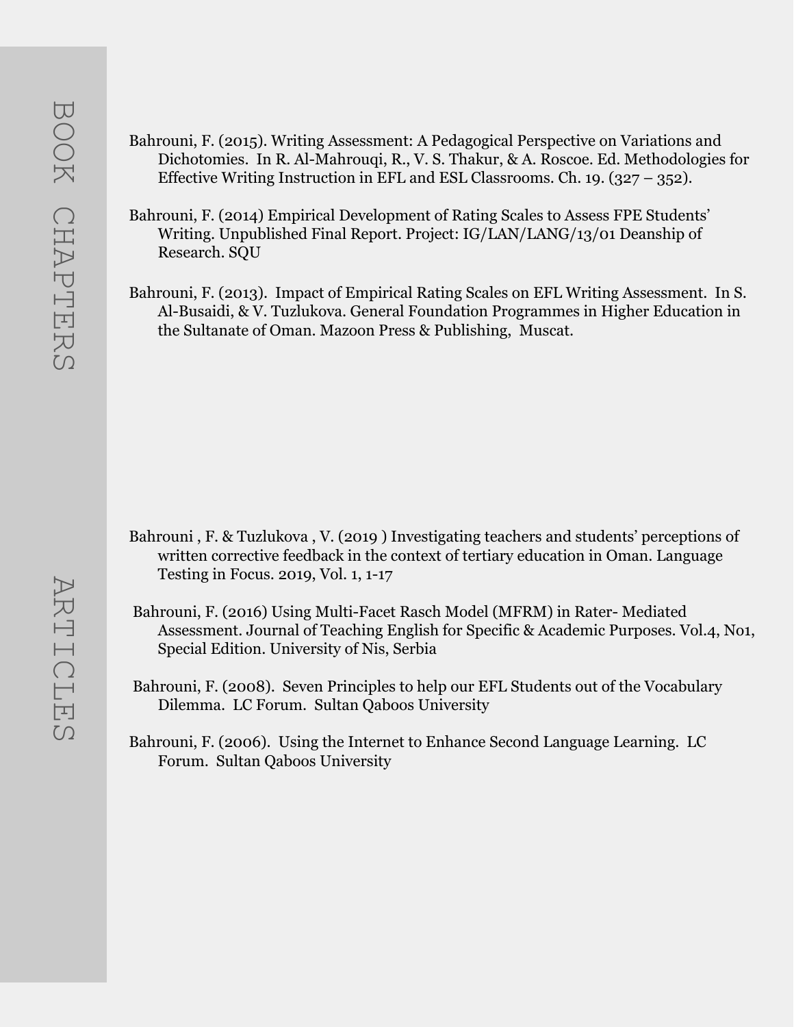## BOOK CHAPTERS

Bahrouni, F. (2015). Writing Assessment: A Pedagogical Perspective on Variations and Dichotomies. In R. Al-Mahrouqi, R., V. S. Thakur, & A. Roscoe. Ed. Methodologies for Effective Writing Instruction in EFL and ESL Classrooms. Ch. 19. (327 – 352).

Bahrouni, F. (2014) Empirical Development of Rating Scales to Assess FPE Students' Writing. Unpublished Final Report. Project: IG/LAN/LANG/13/01 Deanship of Research. SQU

Bahrouni, F. (2013). Impact of Empirical Rating Scales on EFL Writing Assessment. In S. Al-Busaidi, & V. Tuzlukova. General Foundation Programmes in Higher Education in the Sultanate of Oman. Mazoon Press & Publishing, Muscat.

## ARTICLES

Bahrouni , F. & Tuzlukova , V. (2019 ) Investigating teachers and students' perceptions of written corrective feedback in the context of tertiary education in Oman. Language Testing in Focus. 2019, Vol. 1, 1-17

Bahrouni, F. (2016) Using Multi-Facet Rasch Model (MFRM) in Rater- Mediated Assessment. Journal of Teaching English for Specific & Academic Purposes. Vol.4, No1, Special Edition. University of Nis, Serbia

Bahrouni, F. (2008). Seven Principles to help our EFL Students out of the Vocabulary Dilemma. LC Forum. Sultan Qaboos University

Bahrouni, F. (2006). Using the Internet to Enhance Second Language Learning. LC Forum. Sultan Qaboos University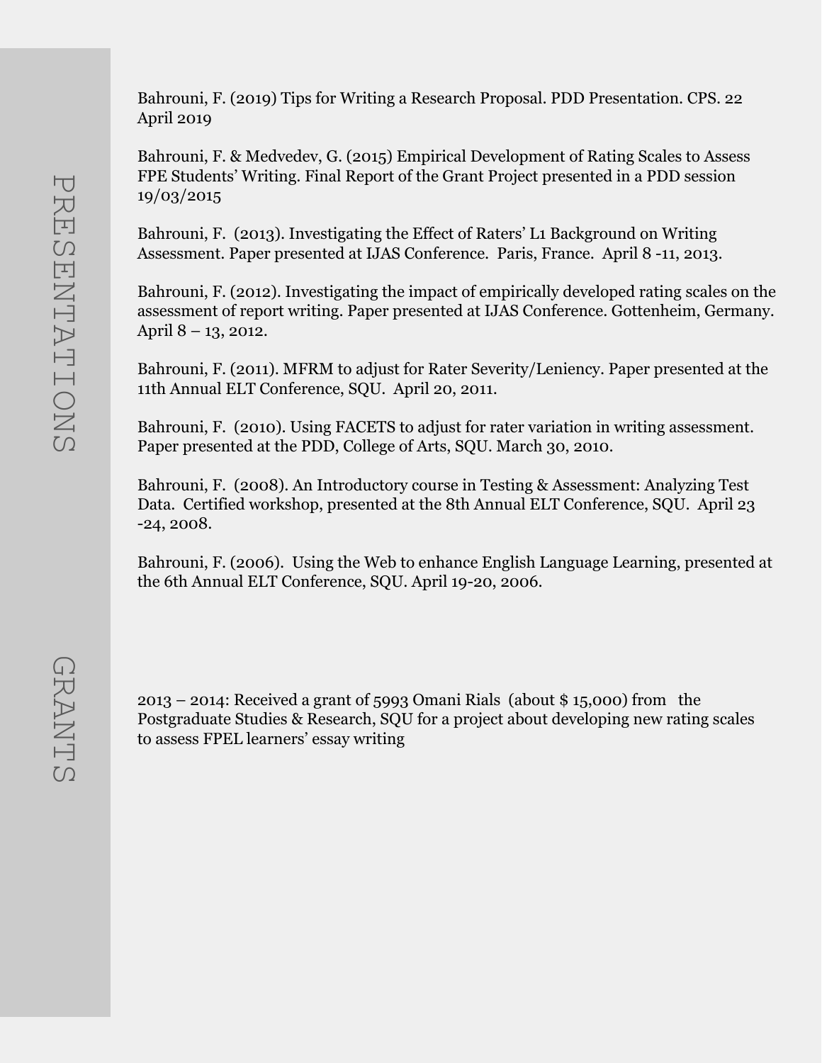## PRESENTATIONS

Bahrouni, F. (2019) Tips for Writing a Research Proposal. PDD Presentation. CPS. 22 April 2019

Bahrouni, F. & Medvedev, G. (2015) Empirical Development of Rating Scales to Assess FPE Students' Writing. Final Report of the Grant Project presented in a PDD session 19/03/2015

Bahrouni, F. (2013). Investigating the Effect of Raters' L1 Background on Writing Assessment. Paper presented at IJAS Conference. Paris, France. April 8 -11, 2013.

Bahrouni, F. (2012). Investigating the impact of empirically developed rating scales on the assessment of report writing. Paper presented at IJAS Conference. Gottenheim, Germany. April 8 – 13, 2012.

Bahrouni, F. (2011). MFRM to adjust for Rater Severity/Leniency. Paper presented at the 11th Annual ELT Conference, SQU. April 20, 2011.

Bahrouni, F. (2010). Using FACETS to adjust for rater variation in writing assessment. Paper presented at the PDD, College of Arts, SQU. March 30, 2010.

Bahrouni, F. (2008). An Introductory course in Testing & Assessment: Analyzing Test Data. Certified workshop, presented at the 8th Annual ELT Conference, SQU. April 23 -24, 2008.

Bahrouni, F. (2006). Using the Web to enhance English Language Learning, presented at the 6th Annual ELT Conference, SQU. April 19-20, 2006.

## GRANTS

2013 – 2014: Received a grant of 5993 Omani Rials (about $ 15,000) from the Postgraduate Studies & Research, SQU for a project about developing new rating scales to assess FPEL learners' essay writing